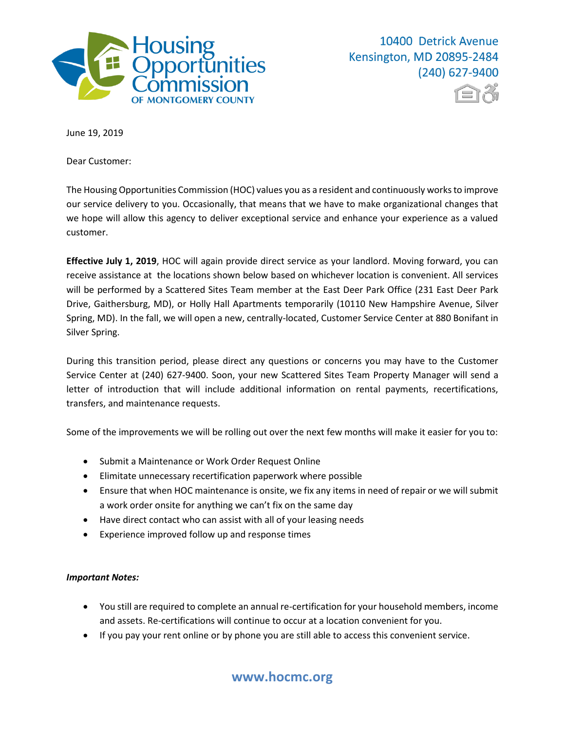Housing Opportunities Commission OF MONTGOMERY COUNTY

10400 Detrick Avenue
Kensington, MD 20895-2484
(240) 627-9400

June 19, 2019

Dear Customer:

The Housing Opportunities Commission (HOC) values you as a resident and continuously works to improve our service delivery to you. Occasionally, that means that we have to make organizational changes that we hope will allow this agency to deliver exceptional service and enhance your experience as a valued customer.

**Effective July 1, 2019**, HOC will again provide direct service as your landlord. Moving forward, you can receive assistance at the locations shown below based on whichever location is convenient. All services will be performed by a Scattered Sites Team member at the East Deer Park Office (231 East Deer Park Drive, Gaithersburg, MD), or Holly Hall Apartments temporarily (10110 New Hampshire Avenue, Silver Spring, MD). In the fall, we will open a new, centrally-located, Customer Service Center at 880 Bonifant in Silver Spring.

During this transition period, please direct any questions or concerns you may have to the Customer Service Center at (240) 627-9400. Soon, your new Scattered Sites Team Property Manager will send a letter of introduction that will include additional information on rental payments, recertifications, transfers, and maintenance requests.

Some of the improvements we will be rolling out over the next few months will make it easier for you to:

- Submit a Maintenance or Work Order Request Online
- Elimitate unnecessary recertification paperwork where possible
- Ensure that when HOC maintenance is onsite, we fix any items in need of repair or we will submit a work order onsite for anything we can't fix on the same day
- Have direct contact who can assist with all of your leasing needs
- Experience improved follow up and response times

***Important Notes:***

- You still are required to complete an annual re-certification for your household members, income and assets. Re-certifications will continue to occur at a location convenient for you.
- If you pay your rent online or by phone you are still able to access this convenient service.

www.hocmc.org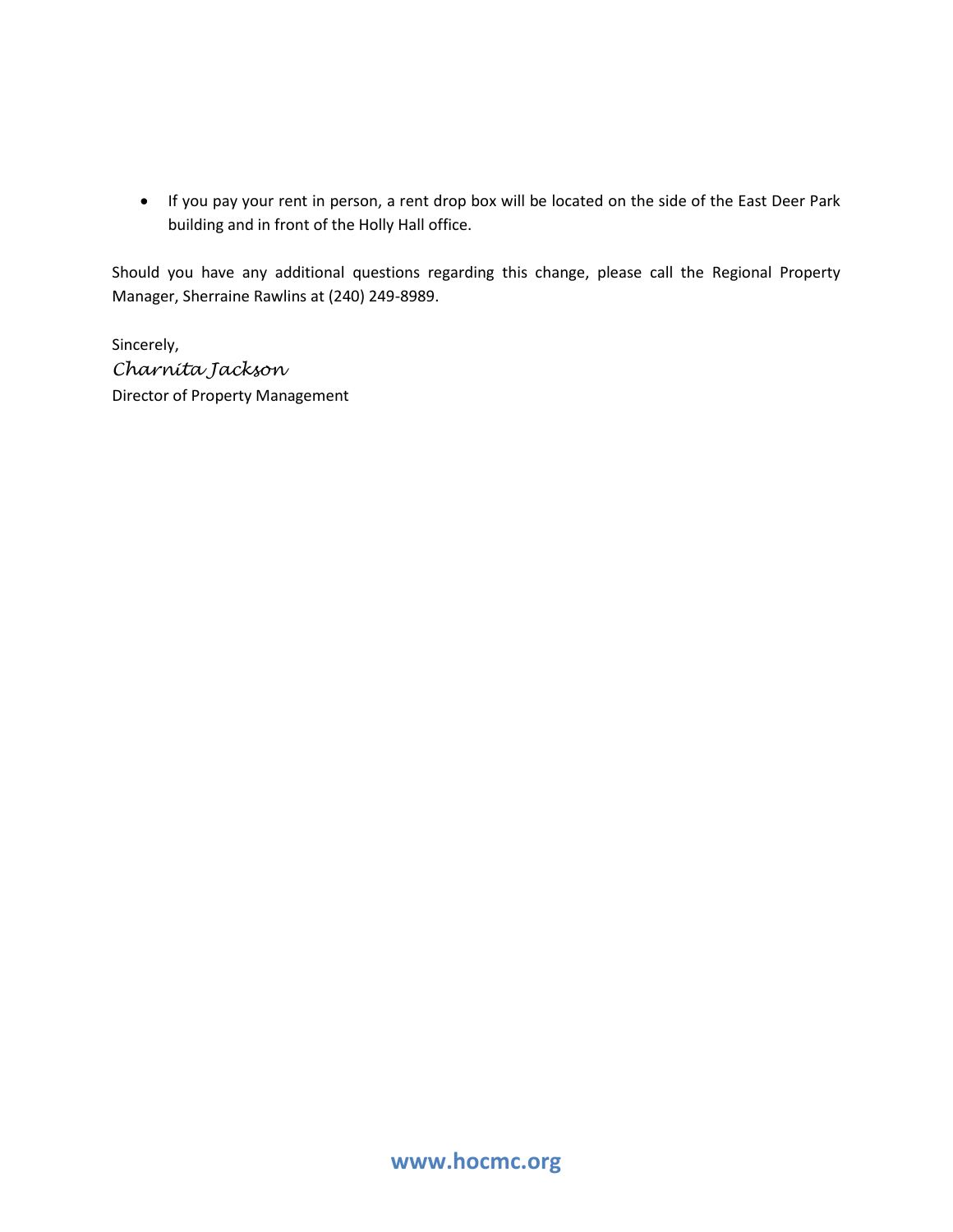- If you pay your rent in person, a rent drop box will be located on the side of the East Deer Park building and in front of the Holly Hall office.

Should you have any additional questions regarding this change, please call the Regional Property Manager, Sherraine Rawlins at (240) 249-8989.

Sincerely,
*Charnita Jackson*
Director of Property Management

**www.hocmc.org**